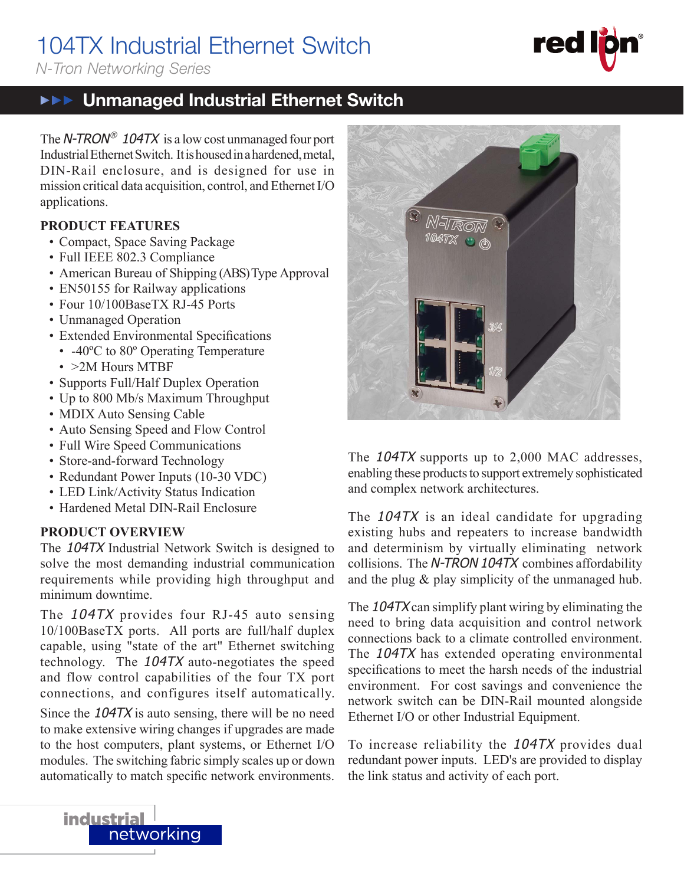# 104TX Industrial Ethernet Switch

*N-Tron Networking Series*

## Unmanaged Industrial Ethernet Switch

The *N-TRON® 104TX* is a low cost unmanaged four port Industrial Ethernet Switch. It is housed in a hardened, metal, DIN-Rail enclosure, and is designed for use in mission critical data acquisition, control, and Ethernet I/O applications.

### PRODUCT FEATURES

- Compact, Space Saving Package
- Full IEEE 802.3 Compliance
- American Bureau of Shipping (ABS) Type Approval
- EN50155 for Railway applications
- Four 10/100BaseTX RJ-45 Ports
- Unmanaged Operation
- Extended Environmental Specifications
  - -40ºC to 80º Operating Temperature
  - >2M Hours MTBF
- Supports Full/Half Duplex Operation
- Up to 800 Mb/s Maximum Throughput
- MDIX Auto Sensing Cable
- Auto Sensing Speed and Flow Control
- Full Wire Speed Communications
- Store-and-forward Technology
- Redundant Power Inputs (10-30 VDC)
- LED Link/Activity Status Indication
- Hardened Metal DIN-Rail Enclosure

### PRODUCT OVERVIEW

The *104TX* Industrial Network Switch is designed to solve the most demanding industrial communication requirements while providing high throughput and minimum downtime.

The *104TX* provides four RJ-45 auto sensing 10/100BaseTX ports. All ports are full/half duplex capable, using "state of the art" Ethernet switching technology. The *104TX* auto-negotiates the speed and flow control capabilities of the four TX port connections, and configures itself automatically.

Since the *104TX* is auto sensing, there will be no need to make extensive wiring changes if upgrades are made to the host computers, plant systems, or Ethernet I/O modules. The switching fabric simply scales up or down automatically to match specific network environments.

The *104TX* supports up to 2,000 MAC addresses, enabling these products to support extremely sophisticated and complex network architectures.

The *104TX* is an ideal candidate for upgrading existing hubs and repeaters to increase bandwidth and determinism by virtually eliminating network collisions. The *N-TRON 104TX* combines affordability and the plug & play simplicity of the unmanaged hub.

The *104TX* can simplify plant wiring by eliminating the need to bring data acquisition and control network connections back to a climate controlled environment. The *104TX* has extended operating environmental specifications to meet the harsh needs of the industrial environment. For cost savings and convenience the network switch can be DIN-Rail mounted alongside Ethernet I/O or other Industrial Equipment.

To increase reliability the *104TX* provides dual redundant power inputs. LED's are provided to display the link status and activity of each port.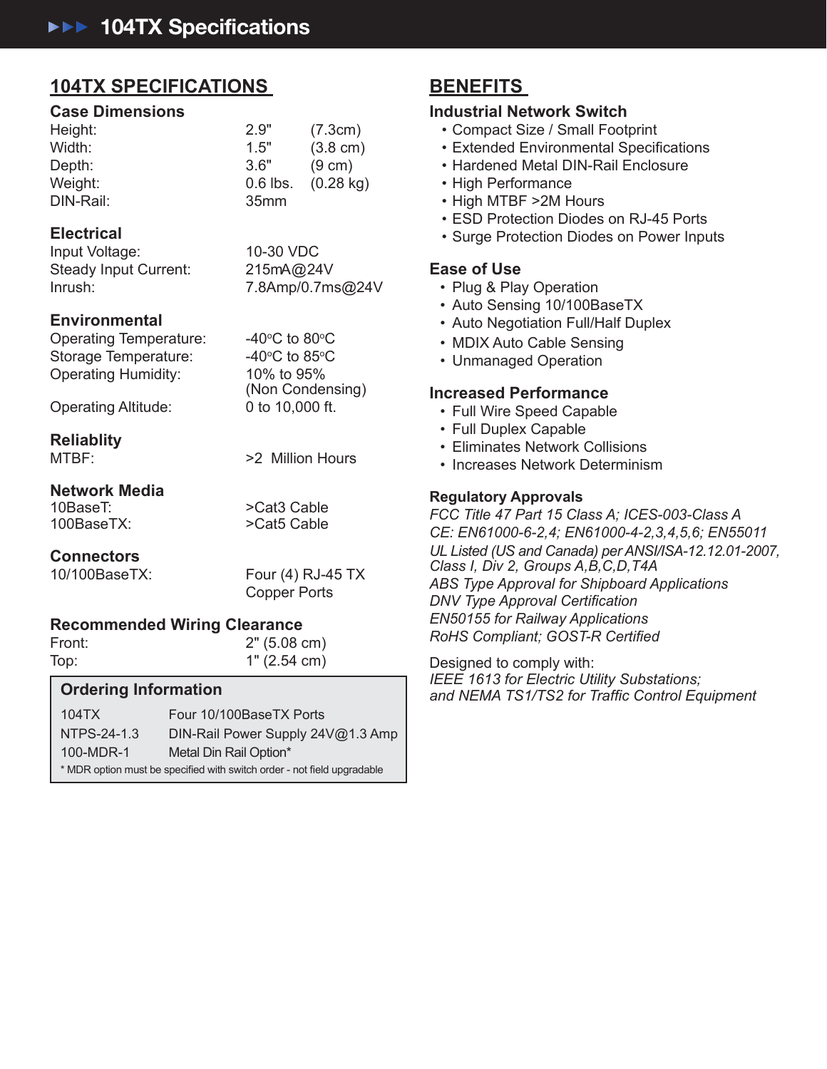# 104TX Specifications

## 104TX SPECIFICATIONS

### Case Dimensions

| | | |
|---|---|---|
| Height: | 2.9" | (7.3cm) |
| Width: | 1.5" | (3.8 cm) |
| Depth: | 3.6" | (9 cm) |
| Weight: | 0.6 lbs. | (0.28 kg) |
| DIN-Rail: | 35mm | |

### Electrical

| | |
|---|---|
| Input Voltage: | 10-30 VDC |
| Steady Input Current: | 215mA@24V |
| Inrush: | 7.8Amp/0.7ms@24V |

### Environmental

| | |
|---|---|
| Operating Temperature: | -40°C to 80°C |
| Storage Temperature: | -40°C to 85°C |
| Operating Humidity: | 10% to 95% (Non Condensing) |
| Operating Altitude: | 0 to 10,000 ft. |

### Reliablity

| | |
|---|---|
| MTBF: | >2 Million Hours |

### Network Media

| | |
|---|---|
| 10BaseT: | >Cat3 Cable |
| 100BaseTX: | >Cat5 Cable |

### Connectors

| | |
|---|---|
| 10/100BaseTX: | Four (4) RJ-45 TX Copper Ports |

### Recommended Wiring Clearance

| | |
|---|---|
| Front: | 2" (5.08 cm) |
| Top: | 1" (2.54 cm) |

### Ordering Information

| | |
|---|---|
| 104TX | Four 10/100BaseTX Ports |
| NTPS-24-1.3 | DIN-Rail Power Supply 24V@1.3 Amp |
| 100-MDR-1 | Metal Din Rail Option* |

* MDR option must be specified with switch order - not field upgradable

## BENEFITS

### Industrial Network Switch

- Compact Size / Small Footprint
- Extended Environmental Specifications
- Hardened Metal DIN-Rail Enclosure
- High Performance
- High MTBF >2M Hours
- ESD Protection Diodes on RJ-45 Ports
- Surge Protection Diodes on Power Inputs

### Ease of Use

- Plug & Play Operation
- Auto Sensing 10/100BaseTX
- Auto Negotiation Full/Half Duplex
- MDIX Auto Cable Sensing
- Unmanaged Operation

### Increased Performance

- Full Wire Speed Capable
- Full Duplex Capable
- Eliminates Network Collisions
- Increases Network Determinism

### Regulatory Approvals

*FCC Title 47 Part 15 Class A; ICES-003-Class A*
*CE: EN61000-6-2,4; EN61000-4-2,3,4,5,6; EN55011*
*UL Listed (US and Canada) per ANSI/ISA-12.12.01-2007, Class I, Div 2, Groups A,B,C,D,T4A*
*ABS Type Approval for Shipboard Applications*
*DNV Type Approval Certification*
*EN50155 for Railway Applications*
*RoHS Compliant; GOST-R Certified*

Designed to comply with:
*IEEE 1613 for Electric Utility Substations;*
*and NEMA TS1/TS2 for Traffic Control Equipment*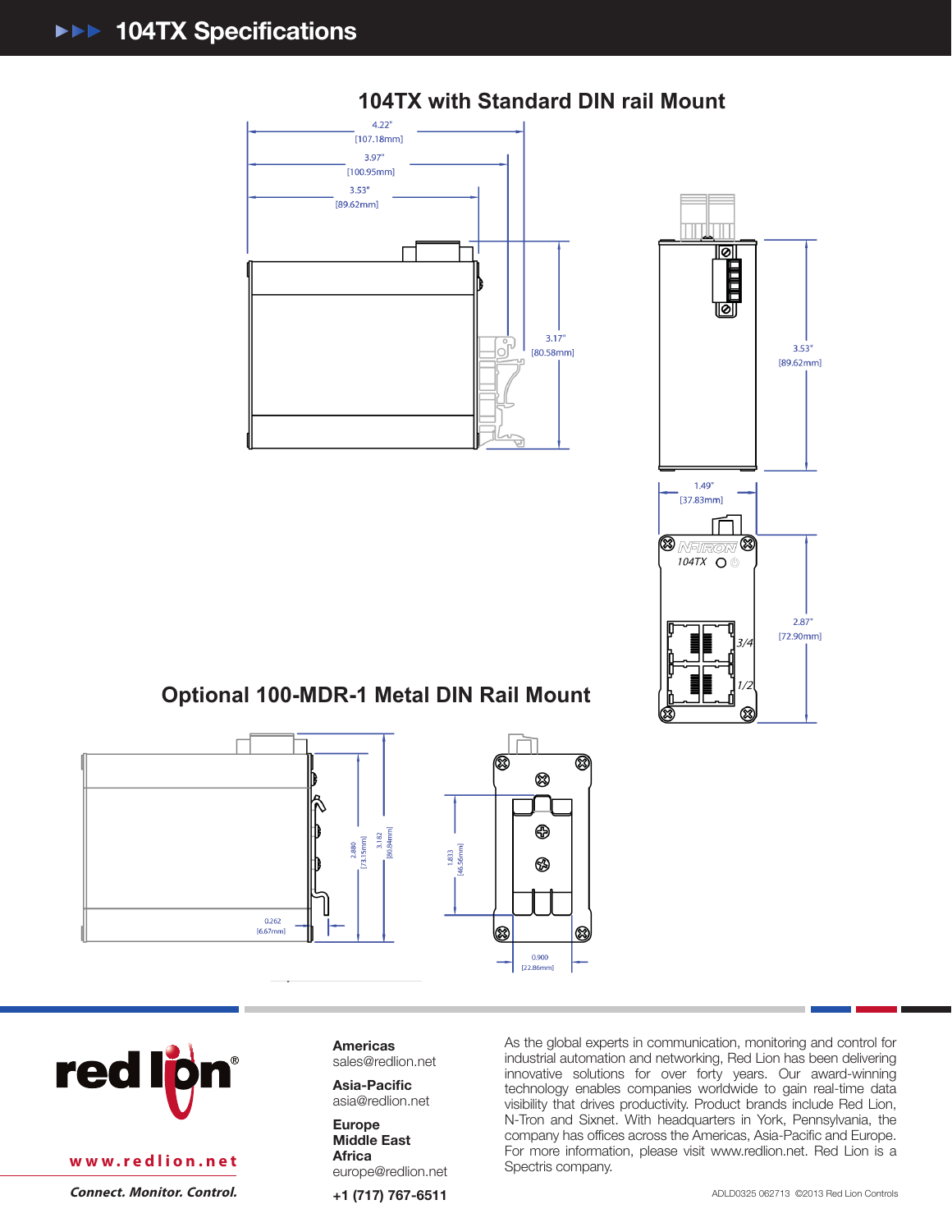# 104TX Specifications

## 104TX with Standard DIN rail Mount

4.22"
[107.18mm]

3.97"
[100.95mm]

3.53"
[89.62mm]

3.17"
[80.58mm]

3.53"
[89.62mm]

1.49"
[37.83mm]

N-TRON
104TX

3/4
1/2

2.87"
[72.90mm]

## Optional 100-MDR-1 Metal DIN Rail Mount

2.880
[73.15mm]

3.182
[80.84mm]

0.262
[6.67mm]

1.833
[46.56mm]

0.900
[22.86mm]

---

red lion®

www.redlion.net

*Connect. Monitor. Control.*

**Americas**
sales@redlion.net

**Asia-Pacific**
asia@redlion.net

**Europe**
**Middle East**
**Africa**
europe@redlion.net

**+1 (717) 767-6511**

As the global experts in communication, monitoring and control for industrial automation and networking, Red Lion has been delivering innovative solutions for over forty years. Our award-winning technology enables companies worldwide to gain real-time data visibility that drives productivity. Product brands include Red Lion, N-Tron and Sixnet. With headquarters in York, Pennsylvania, the company has offices across the Americas, Asia-Pacific and Europe. For more information, please visit www.redlion.net. Red Lion is a Spectris company.

ADLD0325 062713 ©2013 Red Lion Controls